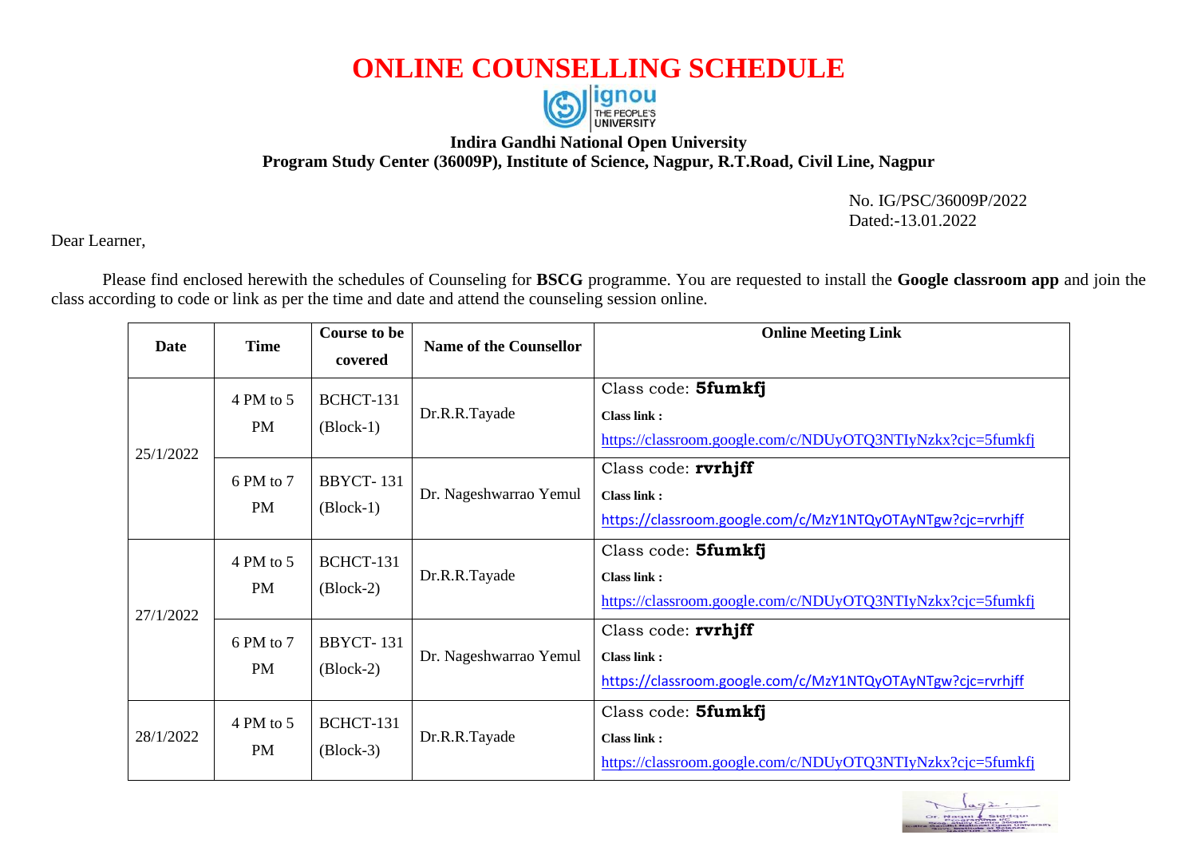# ONLINE COUNSELLING SCHEDULE

**Indira Gandhi National Open University**

**Program Study Center (36009P), Institute of Science, Nagpur, R.T.Road, Civil Line, Nagpur**

No. IG/PSC/36009P/2022
Dated:-13.01.2022

Dear Learner,

Please find enclosed herewith the schedules of Counseling for **BSCG** programme. You are requested to install the **Google classroom app** and join the class according to code or link as per the time and date and attend the counseling session online.

| Date | Time | Course to be covered | Name of the Counsellor | Online Meeting Link |
|---|---|---|---|---|
| 25/1/2022 | 4 PM to 5 PM | BCHCT-131 (Block-1) | Dr.R.R.Tayade | Class code: **5fumkfj** **Class link :** https://classroom.google.com/c/NDUyOTQ3NTIyNzkx?cjc=5fumkfj |
| | 6 PM to 7 PM | BBYCT- 131 (Block-1) | Dr. Nageshwarrao Yemul | Class code: **rvrhjff** **Class link :** https://classroom.google.com/c/MzY1NTQyOTAyNTgw?cjc=rvrhjff |
| 27/1/2022 | 4 PM to 5 PM | BCHCT-131 (Block-2) | Dr.R.R.Tayade | Class code: **5fumkfj** **Class link :** https://classroom.google.com/c/NDUyOTQ3NTIyNzkx?cjc=5fumkfj |
| | 6 PM to 7 PM | BBYCT- 131 (Block-2) | Dr. Nageshwarrao Yemul | Class code: **rvrhjff** **Class link :** https://classroom.google.com/c/MzY1NTQyOTAyNTgw?cjc=rvrhjff |
| 28/1/2022 | 4 PM to 5 PM | BCHCT-131 (Block-3) | Dr.R.R.Tayade | Class code: **5fumkfj** **Class link :** https://classroom.google.com/c/NDUyOTQ3NTIyNzkx?cjc=5fumkfj |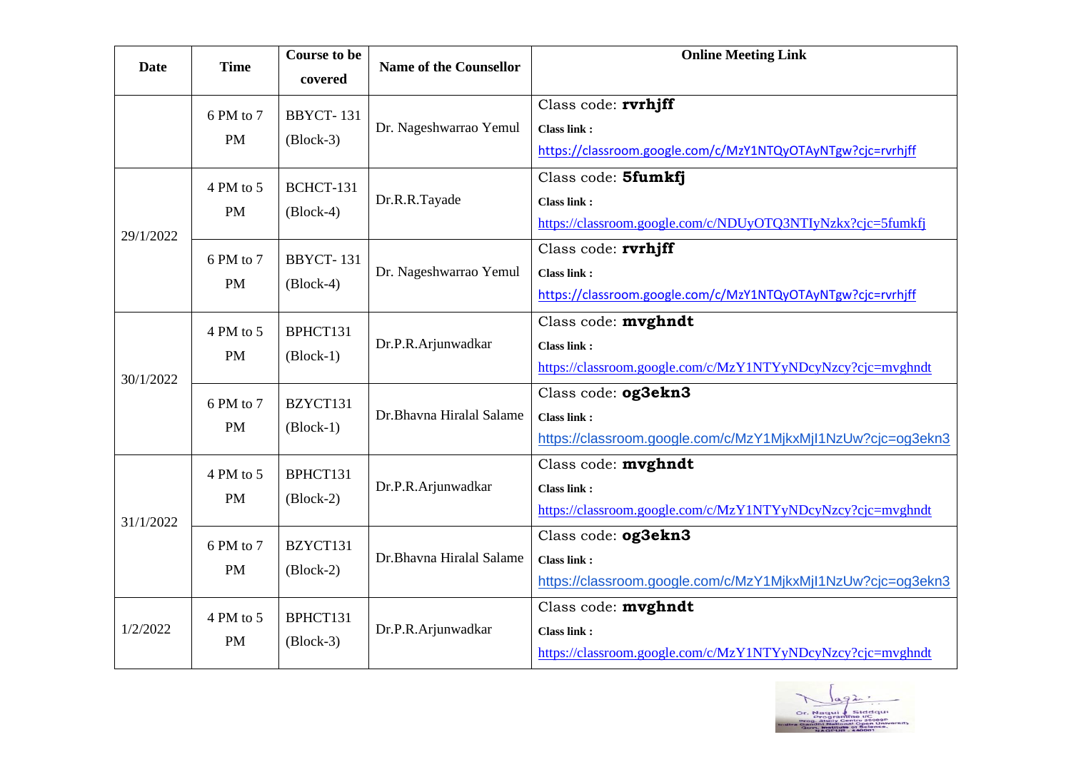| Date | Time | Course to be covered | Name of the Counsellor | Online Meeting Link |
|---|---|---|---|---|
| | 6 PM to 7 PM | BBYCT- 131 (Block-3) | Dr. Nageshwarrao Yemul | Class code: **rvrhjff** Class link : https://classroom.google.com/c/MzY1NTQyOTAyNTgw?cjc=rvrhjff |
| 29/1/2022 | 4 PM to 5 PM | BCHCT-131 (Block-4) | Dr.R.R.Tayade | Class code: **5fumkfj** Class link : https://classroom.google.com/c/NDUyOTQ3NTIyNzkx?cjc=5fumkfj |
| | 6 PM to 7 PM | BBYCT- 131 (Block-4) | Dr. Nageshwarrao Yemul | Class code: **rvrhjff** Class link : https://classroom.google.com/c/MzY1NTQyOTAyNTgw?cjc=rvrhjff |
| 30/1/2022 | 4 PM to 5 PM | BPHCT131 (Block-1) | Dr.P.R.Arjunwadkar | Class code: **mvghndt** Class link : https://classroom.google.com/c/MzY1NTYyNDcyNzcy?cjc=mvghndt |
| | 6 PM to 7 PM | BZYCT131 (Block-1) | Dr.Bhavna Hiralal Salame | Class code: **og3ekn3** Class link : https://classroom.google.com/c/MzY1MjkxMjI1NzUw?cjc=og3ekn3 |
| 31/1/2022 | 4 PM to 5 PM | BPHCT131 (Block-2) | Dr.P.R.Arjunwadkar | Class code: **mvghndt** Class link : https://classroom.google.com/c/MzY1NTYyNDcyNzcy?cjc=mvghndt |
| | 6 PM to 7 PM | BZYCT131 (Block-2) | Dr.Bhavna Hiralal Salame | Class code: **og3ekn3** Class link : https://classroom.google.com/c/MzY1MjkxMjI1NzUw?cjc=og3ekn3 |
| 1/2/2022 | 4 PM to 5 PM | BPHCT131 (Block-3) | Dr.P.R.Arjunwadkar | Class code: **mvghndt** Class link : https://classroom.google.com/c/MzY1NTYyNDcyNzcy?cjc=mvghndt |

Dr. Naqui A. Siddqui
Programme I/C
Prog. Study Centre 25000P
Indira Gandhi National Open University
Govt. Institute of Science,
NAGPUR - 440001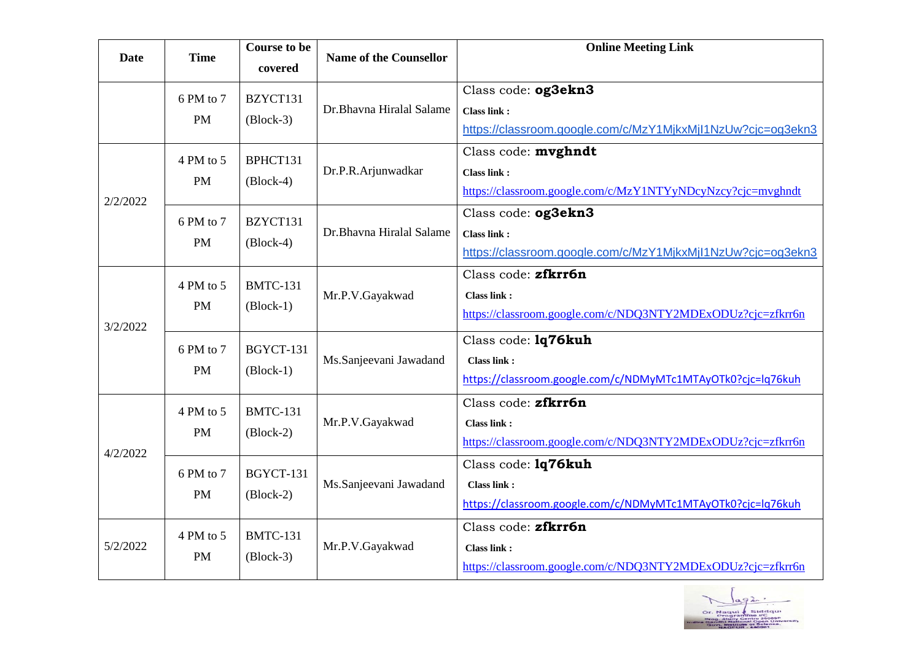| Date | Time | Course to be covered | Name of the Counsellor | Online Meeting Link |
|---|---|---|---|---|
| | 6 PM to 7 PM | BZYCT131 (Block-3) | Dr.Bhavna Hiralal Salame | Class code: **og3ekn3**<br>**Class link :**<br>https://classroom.google.com/c/MzY1MjkxMjI1NzUw?cjc=og3ekn3 |
| 2/2/2022 | 4 PM to 5 PM | BPHCT131 (Block-4) | Dr.P.R.Arjunwadkar | Class code: **mvghndt**<br>**Class link :**<br>https://classroom.google.com/c/MzY1NTYyNDcyNzcy?cjc=mvghndt |
| | 6 PM to 7 PM | BZYCT131 (Block-4) | Dr.Bhavna Hiralal Salame | Class code: **og3ekn3**<br>**Class link :**<br>https://classroom.google.com/c/MzY1MjkxMjI1NzUw?cjc=og3ekn3 |
| 3/2/2022 | 4 PM to 5 PM | BMTC-131 (Block-1) | Mr.P.V.Gayakwad | Class code: **zfkrr6n**<br>**Class link :**<br>https://classroom.google.com/c/NDQ3NTY2MDExODUz?cjc=zfkrr6n |
| | 6 PM to 7 PM | BGYCT-131 (Block-1) | Ms.Sanjeevani Jawadand | Class code: **lq76kuh**<br>**Class link :**<br>https://classroom.google.com/c/NDMyMTc1MTAyOTk0?cjc=lq76kuh |
| 4/2/2022 | 4 PM to 5 PM | BMTC-131 (Block-2) | Mr.P.V.Gayakwad | Class code: **zfkrr6n**<br>**Class link :**<br>https://classroom.google.com/c/NDQ3NTY2MDExODUz?cjc=zfkrr6n |
| | 6 PM to 7 PM | BGYCT-131 (Block-2) | Ms.Sanjeevani Jawadand | Class code: **lq76kuh**<br>**Class link :**<br>https://classroom.google.com/c/NDMyMTc1MTAyOTk0?cjc=lq76kuh |
| 5/2/2022 | 4 PM to 5 PM | BMTC-131 (Block-3) | Mr.P.V.Gayakwad | Class code: **zfkrr6n**<br>**Class link :**<br>https://classroom.google.com/c/NDQ3NTY2MDExODUz?cjc=zfkrr6n |

Dr. Naqui J. Siddqui
Programme I/C
Prog. Study Centre 35006P
Indira Gandhi National Open University
Govt. Institute of Science,
NAGPUR - 440001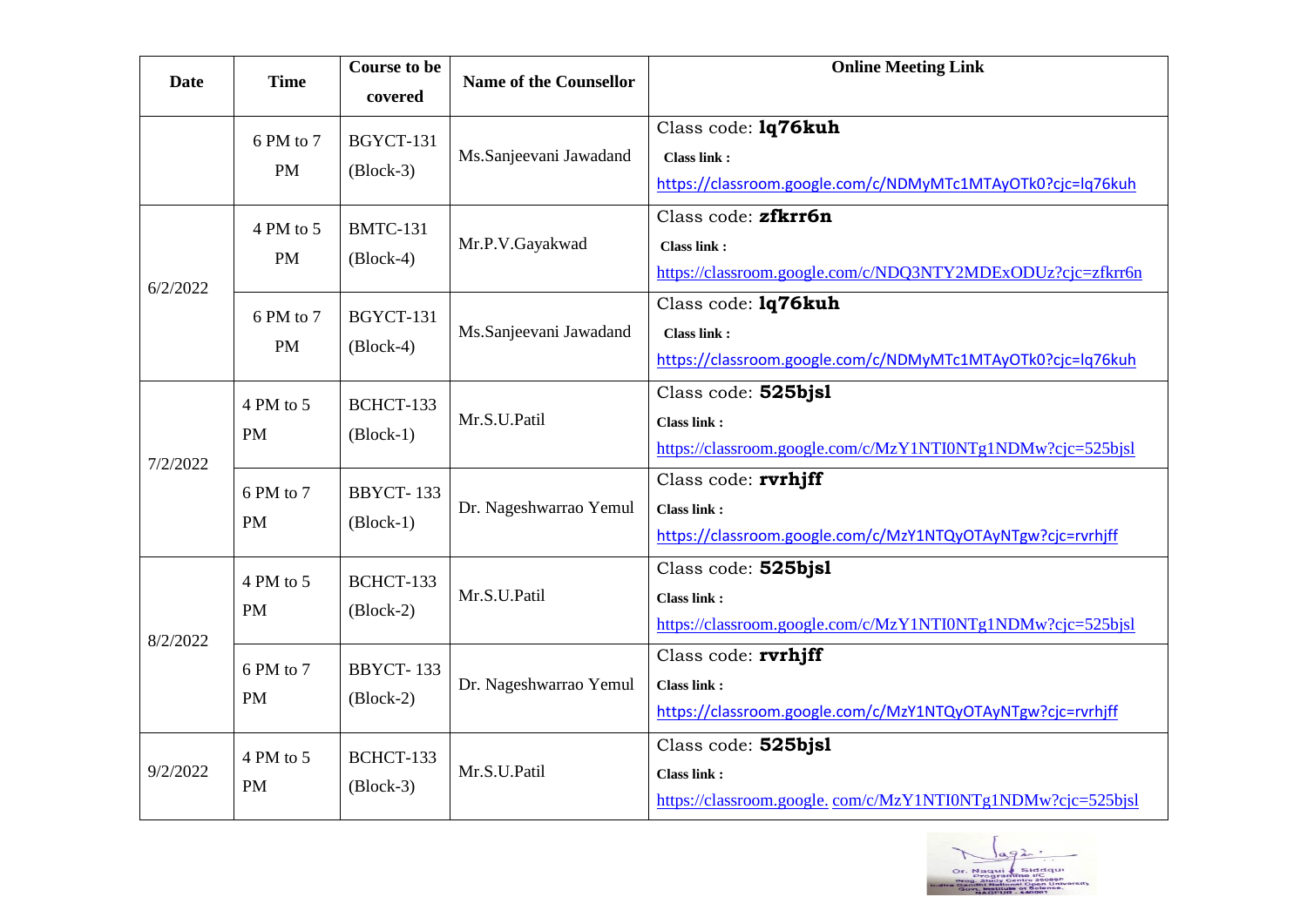| Date | Time | Course to be covered | Name of the Counsellor | Online Meeting Link |
|---|---|---|---|---|
| | 6 PM to 7 PM | BGYCT-131 (Block-3) | Ms.Sanjeevani Jawadand | Class code: **lq76kuh** **Class link :** https://classroom.google.com/c/NDMyMTc1MTAyOTk0?cjc=lq76kuh |
| 6/2/2022 | 4 PM to 5 PM | BMTC-131 (Block-4) | Mr.P.V.Gayakwad | Class code: **zfkrr6n** **Class link :** https://classroom.google.com/c/NDQ3NTY2MDExODUz?cjc=zfkrr6n |
| | 6 PM to 7 PM | BGYCT-131 (Block-4) | Ms.Sanjeevani Jawadand | Class code: **lq76kuh** **Class link :** https://classroom.google.com/c/NDMyMTc1MTAyOTk0?cjc=lq76kuh |
| 7/2/2022 | 4 PM to 5 PM | BCHCT-133 (Block-1) | Mr.S.U.Patil | Class code: **525bjsl** **Class link :** https://classroom.google.com/c/MzY1NTI0NTg1NDMw?cjc=525bjsl |
| | 6 PM to 7 PM | BBYCT- 133 (Block-1) | Dr. Nageshwarrao Yemul | Class code: **rvrhjff** **Class link :** https://classroom.google.com/c/MzY1NTQyOTAyNTgw?cjc=rvrhjff |
| 8/2/2022 | 4 PM to 5 PM | BCHCT-133 (Block-2) | Mr.S.U.Patil | Class code: **525bjsl** **Class link :** https://classroom.google.com/c/MzY1NTI0NTg1NDMw?cjc=525bjsl |
| | 6 PM to 7 PM | BBYCT- 133 (Block-2) | Dr. Nageshwarrao Yemul | Class code: **rvrhjff** **Class link :** https://classroom.google.com/c/MzY1NTQyOTAyNTgw?cjc=rvrhjff |
| 9/2/2022 | 4 PM to 5 PM | BCHCT-133 (Block-3) | Mr.S.U.Patil | Class code: **525bjsl** **Class link :** https://classroom.google. com/c/MzY1NTI0NTg1NDMw?cjc=525bjsl |

Dr. Naqui A. Siddiqui
Programme I/C
Prog. Study Centre 26009P
Indira Gandhi National Open University
Govt. Institute of Science,
NAGPUR - 440001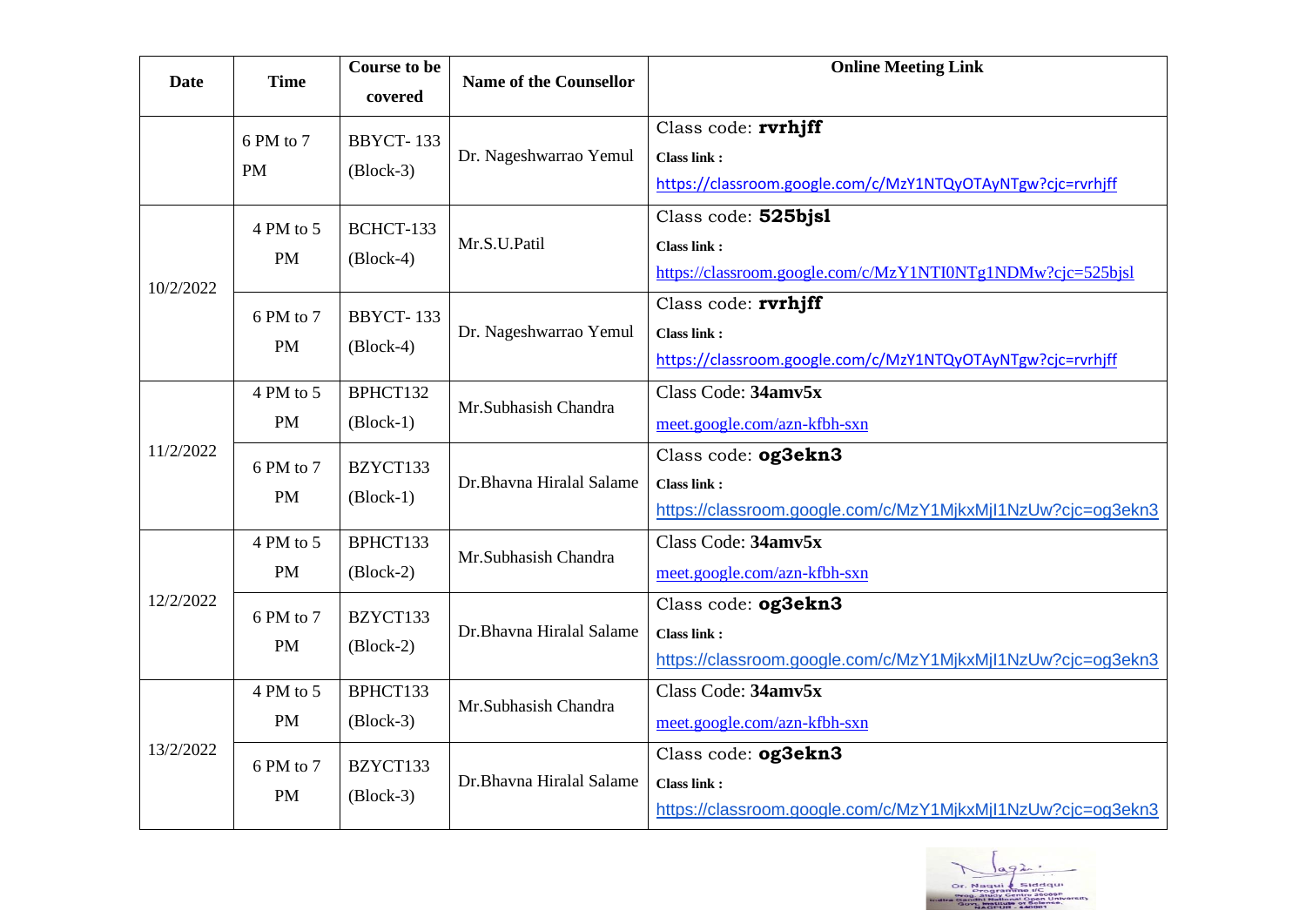| Date | Time | Course to be covered | Name of the Counsellor | Online Meeting Link |
|---|---|---|---|---|
| | 6 PM to 7 PM | BBYCT- 133 (Block-3) | Dr. Nageshwarrao Yemul | Class code: **rvrhjff** **Class link :** https://classroom.google.com/c/MzY1NTQyOTAyNTgw?cjc=rvrhjff |
| 10/2/2022 | 4 PM to 5 PM | BCHCT-133 (Block-4) | Mr.S.U.Patil | Class code: **525bjsl** **Class link :** https://classroom.google.com/c/MzY1NTI0NTg1NDMw?cjc=525bjsl |
| | 6 PM to 7 PM | BBYCT- 133 (Block-4) | Dr. Nageshwarrao Yemul | Class code: **rvrhjff** **Class link :** https://classroom.google.com/c/MzY1NTQyOTAyNTgw?cjc=rvrhjff |
| 11/2/2022 | 4 PM to 5 PM | BPHCT132 (Block-1) | Mr.Subhasish Chandra | Class Code: **34amv5x** meet.google.com/azn-kfbh-sxn |
| | 6 PM to 7 PM | BZYCT133 (Block-1) | Dr.Bhavna Hiralal Salame | Class code: **og3ekn3** **Class link :** https://classroom.google.com/c/MzY1MjkxMjI1NzUw?cjc=og3ekn3 |
| 12/2/2022 | 4 PM to 5 PM | BPHCT133 (Block-2) | Mr.Subhasish Chandra | Class Code: **34amv5x** meet.google.com/azn-kfbh-sxn |
| | 6 PM to 7 PM | BZYCT133 (Block-2) | Dr.Bhavna Hiralal Salame | Class code: **og3ekn3** **Class link :** https://classroom.google.com/c/MzY1MjkxMjI1NzUw?cjc=og3ekn3 |
| 13/2/2022 | 4 PM to 5 PM | BPHCT133 (Block-3) | Mr.Subhasish Chandra | Class Code: **34amv5x** meet.google.com/azn-kfbh-sxn |
| | 6 PM to 7 PM | BZYCT133 (Block-3) | Dr.Bhavna Hiralal Salame | Class code: **og3ekn3** **Class link :** https://classroom.google.com/c/MzY1MjkxMjI1NzUw?cjc=og3ekn3 |

Dr. Naqui A Siddqui
Programme I/C
Prog. Study Centre 2609P
Indira Gandhi National Open University
Govt. Institute of Science,
NAGPUR - 440001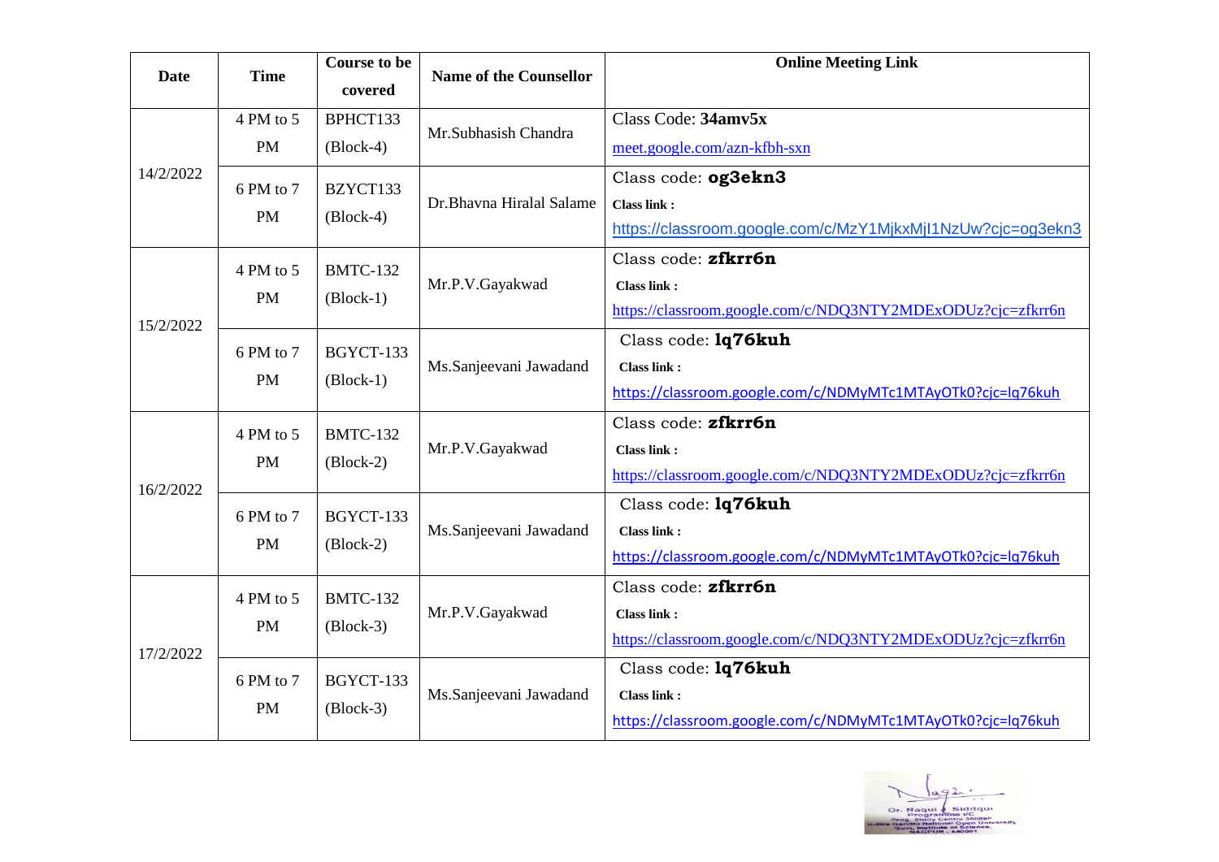| Date | Time | Course to be covered | Name of the Counsellor | Online Meeting Link |
|---|---|---|---|---|
| 14/2/2022 | 4 PM to 5 PM | BPHCT133 (Block-4) | Mr.Subhasish Chandra | Class Code: **34amv5x** meet.google.com/azn-kfbh-sxn |
| | 6 PM to 7 PM | BZYCT133 (Block-4) | Dr.Bhavna Hiralal Salame | Class code: **og3ekn3** **Class link :** https://classroom.google.com/c/MzY1MjkxMjI1NzUw?cjc=og3ekn3 |
| 15/2/2022 | 4 PM to 5 PM | BMTC-132 (Block-1) | Mr.P.V.Gayakwad | Class code: **zfkrr6n** **Class link :** https://classroom.google.com/c/NDQ3NTY2MDExODUz?cjc=zfkrr6n |
| | 6 PM to 7 PM | BGYCT-133 (Block-1) | Ms.Sanjeevani Jawadand | Class code: **lq76kuh** **Class link :** https://classroom.google.com/c/NDMyMTc1MTAyOTk0?cjc=lq76kuh |
| 16/2/2022 | 4 PM to 5 PM | BMTC-132 (Block-2) | Mr.P.V.Gayakwad | Class code: **zfkrr6n** **Class link :** https://classroom.google.com/c/NDQ3NTY2MDExODUz?cjc=zfkrr6n |
| | 6 PM to 7 PM | BGYCT-133 (Block-2) | Ms.Sanjeevani Jawadand | Class code: **lq76kuh** **Class link :** https://classroom.google.com/c/NDMyMTc1MTAyOTk0?cjc=lq76kuh |
| 17/2/2022 | 4 PM to 5 PM | BMTC-132 (Block-3) | Mr.P.V.Gayakwad | Class code: **zfkrr6n** **Class link :** https://classroom.google.com/c/NDQ3NTY2MDExODUz?cjc=zfkrr6n |
| | 6 PM to 7 PM | BGYCT-133 (Block-3) | Ms.Sanjeevani Jawadand | Class code: **lq76kuh** **Class link :** https://classroom.google.com/c/NDMyMTc1MTAyOTk0?cjc=lq76kuh |

Dr. Naqui A Siddqui
Programme I/C
Prog. Study Centre 36008P
Indira Gandhi National Open University
Govt. Institute of Science,
NAGPUR - 440001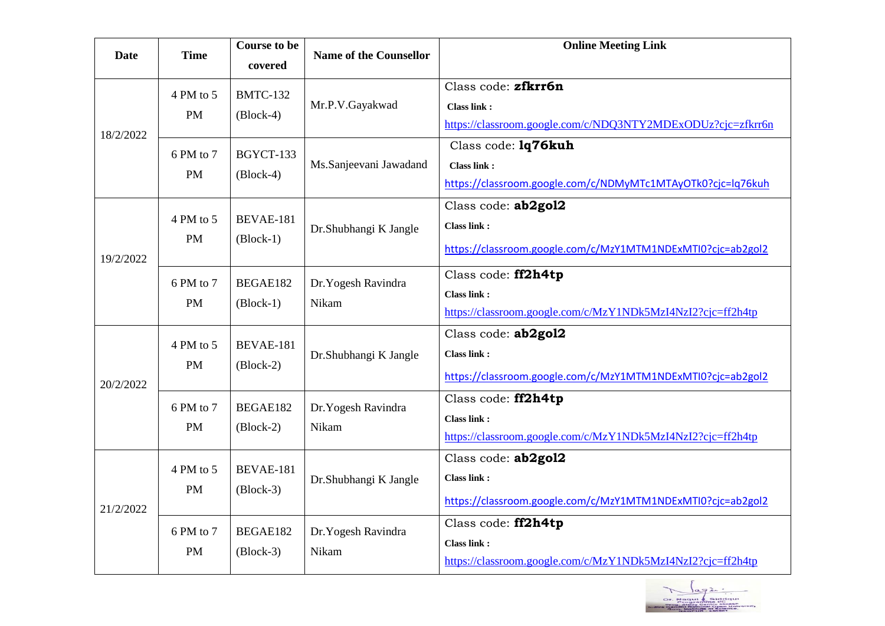| Date | Time | Course to be covered | Name of the Counsellor | Online Meeting Link |
|---|---|---|---|---|
| 18/2/2022 | 4 PM to 5 PM | BMTC-132 (Block-4) | Mr.P.V.Gayakwad | Class code: **zfkrr6n** **Class link :** https://classroom.google.com/c/NDQ3NTY2MDExODUz?cjc=zfkrr6n |
| | 6 PM to 7 PM | BGYCT-133 (Block-4) | Ms.Sanjeevani Jawadand | Class code: **lq76kuh** **Class link :** https://classroom.google.com/c/NDMyMTc1MTAyOTk0?cjc=lq76kuh |
| 19/2/2022 | 4 PM to 5 PM | BEVAE-181 (Block-1) | Dr.Shubhangi K Jangle | Class code: **ab2gol2** **Class link :** https://classroom.google.com/c/MzY1MTM1NDExMTI0?cjc=ab2gol2 |
| | 6 PM to 7 PM | BEGAE182 (Block-1) | Dr.Yogesh Ravindra Nikam | Class code: **ff2h4tp** **Class link :** https://classroom.google.com/c/MzY1NDk5MzI4NzI2?cjc=ff2h4tp |
| 20/2/2022 | 4 PM to 5 PM | BEVAE-181 (Block-2) | Dr.Shubhangi K Jangle | Class code: **ab2gol2** **Class link :** https://classroom.google.com/c/MzY1MTM1NDExMTI0?cjc=ab2gol2 |
| | 6 PM to 7 PM | BEGAE182 (Block-2) | Dr.Yogesh Ravindra Nikam | Class code: **ff2h4tp** **Class link :** https://classroom.google.com/c/MzY1NDk5MzI4NzI2?cjc=ff2h4tp |
| 21/2/2022 | 4 PM to 5 PM | BEVAE-181 (Block-3) | Dr.Shubhangi K Jangle | Class code: **ab2gol2** **Class link :** https://classroom.google.com/c/MzY1MTM1NDExMTI0?cjc=ab2gol2 |
| | 6 PM to 7 PM | BEGAE182 (Block-3) | Dr.Yogesh Ravindra Nikam | Class code: **ff2h4tp** **Class link :** https://classroom.google.com/c/MzY1NDk5MzI4NzI2?cjc=ff2h4tp |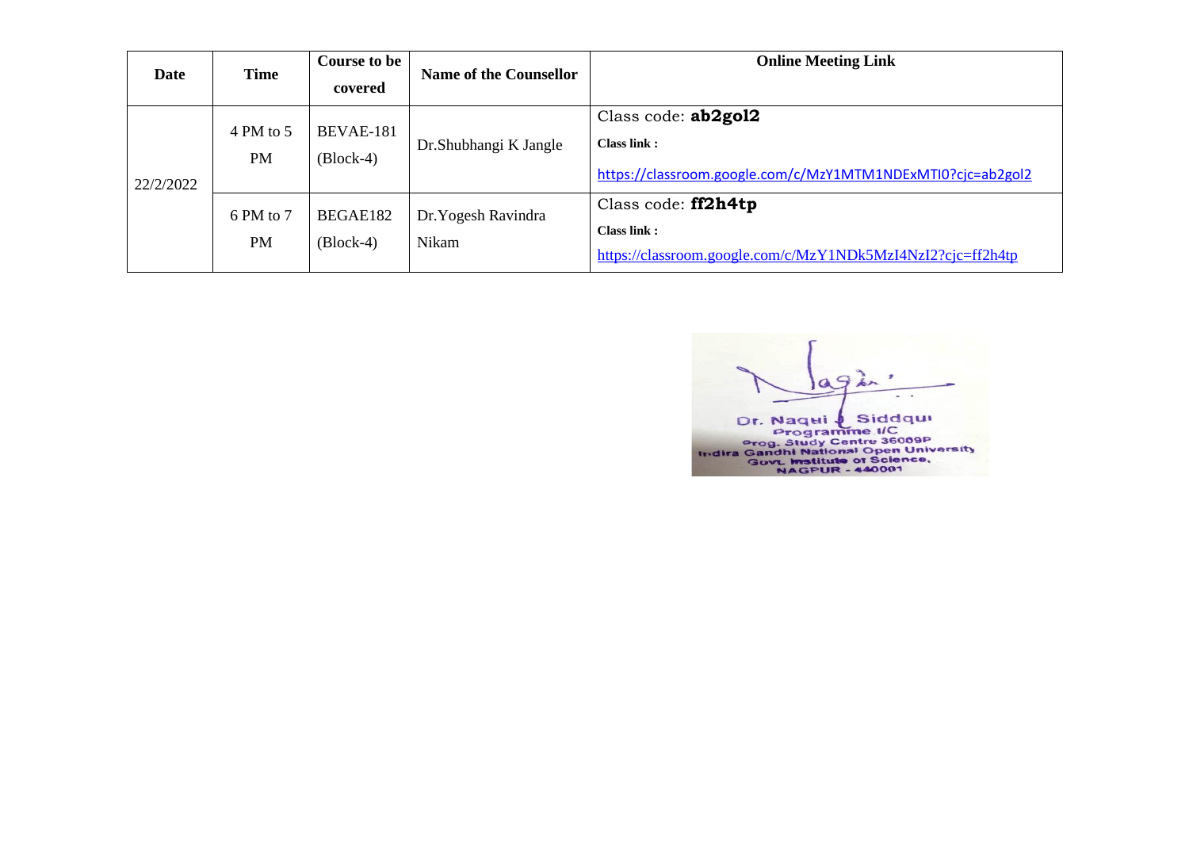| Date | Time | Course to be covered | Name of the Counsellor | Online Meeting Link |
| --- | --- | --- | --- | --- |
| 22/2/2022 | 4 PM to 5 PM | BEVAE-181 (Block-4) | Dr.Shubhangi K Jangle | Class code: **ab2gol2** **Class link :** https://classroom.google.com/c/MzY1MTM1NDExMTI0?cjc=ab2gol2 |
| | 6 PM to 7 PM | BEGAE182 (Block-4) | Dr.Yogesh Ravindra Nikam | Class code: **ff2h4tp** **Class link :** https://classroom.google.com/c/MzY1NDk5MzI4NzI2?cjc=ff2h4tp |

Dr. Naqui J Siddqui
Programme I/C
Prog. Study Centre 36089P
Indira Gandhi National Open University
Govt. Institute of Science,
NAGPUR - 440001